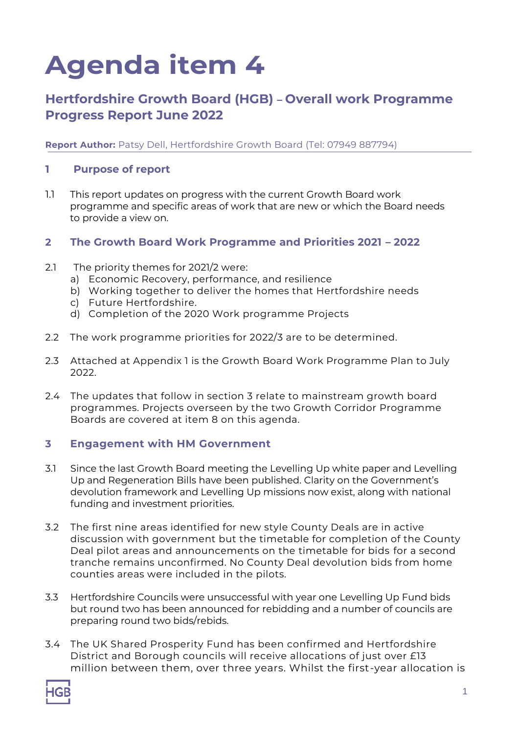# Agenda item 4

## Hertfordshire Growth Board (HGB) – Overall work Programme Progress Report June 2022

**Report Author:** Patsy Dell, Hertfordshire Growth Board (Tel: 07949 887794)

### 1 Purpose of report

1.1 This report updates on progress with the current Growth Board work programme and specific areas of work that are new or which the Board needs to provide a view on.

### 2 The Growth Board Work Programme and Priorities 2021 – 2022

2.1 The priority themes for 2021/2 were:

a) Economic Recovery, performance, and resilience
b) Working together to deliver the homes that Hertfordshire needs
c) Future Hertfordshire.
d) Completion of the 2020 Work programme Projects

2.2 The work programme priorities for 2022/3 are to be determined.

2.3 Attached at Appendix 1 is the Growth Board Work Programme Plan to July 2022.

2.4 The updates that follow in section 3 relate to mainstream growth board programmes. Projects overseen by the two Growth Corridor Programme Boards are covered at item 8 on this agenda.

### 3 Engagement with HM Government

3.1 Since the last Growth Board meeting the Levelling Up white paper and Levelling Up and Regeneration Bills have been published. Clarity on the Government's devolution framework and Levelling Up missions now exist, along with national funding and investment priorities.

3.2 The first nine areas identified for new style County Deals are in active discussion with government but the timetable for completion of the County Deal pilot areas and announcements on the timetable for bids for a second tranche remains unconfirmed. No County Deal devolution bids from home counties areas were included in the pilots.

3.3 Hertfordshire Councils were unsuccessful with year one Levelling Up Fund bids but round two has been announced for rebidding and a number of councils are preparing round two bids/rebids.

3.4 The UK Shared Prosperity Fund has been confirmed and Hertfordshire District and Borough councils will receive allocations of just over £13 million between them, over three years. Whilst the first-year allocation is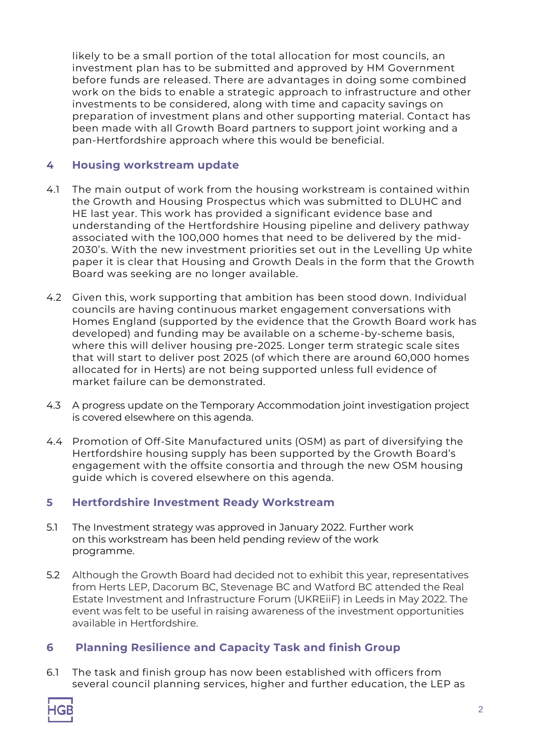likely to be a small portion of the total allocation for most councils, an investment plan has to be submitted and approved by HM Government before funds are released. There are advantages in doing some combined work on the bids to enable a strategic approach to infrastructure and other investments to be considered, along with time and capacity savings on preparation of investment plans and other supporting material. Contact has been made with all Growth Board partners to support joint working and a pan-Hertfordshire approach where this would be beneficial.

## 4 Housing workstream update

4.1 The main output of work from the housing workstream is contained within the Growth and Housing Prospectus which was submitted to DLUHC and HE last year. This work has provided a significant evidence base and understanding of the Hertfordshire Housing pipeline and delivery pathway associated with the 100,000 homes that need to be delivered by the mid-2030's. With the new investment priorities set out in the Levelling Up white paper it is clear that Housing and Growth Deals in the form that the Growth Board was seeking are no longer available.

4.2 Given this, work supporting that ambition has been stood down. Individual councils are having continuous market engagement conversations with Homes England (supported by the evidence that the Growth Board work has developed) and funding may be available on a scheme-by-scheme basis, where this will deliver housing pre-2025. Longer term strategic scale sites that will start to deliver post 2025 (of which there are around 60,000 homes allocated for in Herts) are not being supported unless full evidence of market failure can be demonstrated.

4.3 A progress update on the Temporary Accommodation joint investigation project is covered elsewhere on this agenda.

4.4 Promotion of Off-Site Manufactured units (OSM) as part of diversifying the Hertfordshire housing supply has been supported by the Growth Board's engagement with the offsite consortia and through the new OSM housing guide which is covered elsewhere on this agenda.

## 5 Hertfordshire Investment Ready Workstream

5.1 The Investment strategy was approved in January 2022. Further work on this workstream has been held pending review of the work programme.

5.2 Although the Growth Board had decided not to exhibit this year, representatives from Herts LEP, Dacorum BC, Stevenage BC and Watford BC attended the Real Estate Investment and Infrastructure Forum (UKREiiF) in Leeds in May 2022. The event was felt to be useful in raising awareness of the investment opportunities available in Hertfordshire.

## 6 Planning Resilience and Capacity Task and finish Group

6.1 The task and finish group has now been established with officers from several council planning services, higher and further education, the LEP as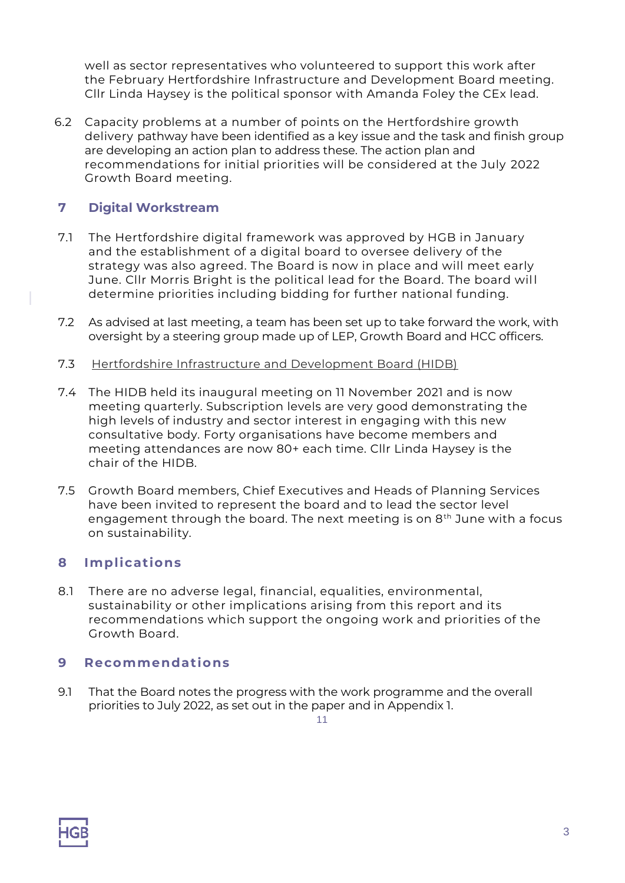well as sector representatives who volunteered to support this work after the February Hertfordshire Infrastructure and Development Board meeting. Cllr Linda Haysey is the political sponsor with Amanda Foley the CEx lead.

6.2 Capacity problems at a number of points on the Hertfordshire growth delivery pathway have been identified as a key issue and the task and finish group are developing an action plan to address these. The action plan and recommendations for initial priorities will be considered at the July 2022 Growth Board meeting.

## 7 Digital Workstream

7.1 The Hertfordshire digital framework was approved by HGB in January and the establishment of a digital board to oversee delivery of the strategy was also agreed. The Board is now in place and will meet early June. Cllr Morris Bright is the political lead for the Board. The board will determine priorities including bidding for further national funding.

7.2 As advised at last meeting, a team has been set up to take forward the work, with oversight by a steering group made up of LEP, Growth Board and HCC officers.

7.3 Hertfordshire Infrastructure and Development Board (HIDB)

7.4 The HIDB held its inaugural meeting on 11 November 2021 and is now meeting quarterly. Subscription levels are very good demonstrating the high levels of industry and sector interest in engaging with this new consultative body. Forty organisations have become members and meeting attendances are now 80+ each time. Cllr Linda Haysey is the chair of the HIDB.

7.5 Growth Board members, Chief Executives and Heads of Planning Services have been invited to represent the board and to lead the sector level engagement through the board. The next meeting is on 8th June with a focus on sustainability.

## 8 Implications

8.1 There are no adverse legal, financial, equalities, environmental, sustainability or other implications arising from this report and its recommendations which support the ongoing work and priorities of the Growth Board.

## 9 Recommendations

9.1 That the Board notes the progress with the work programme and the overall priorities to July 2022, as set out in the paper and in Appendix 1.